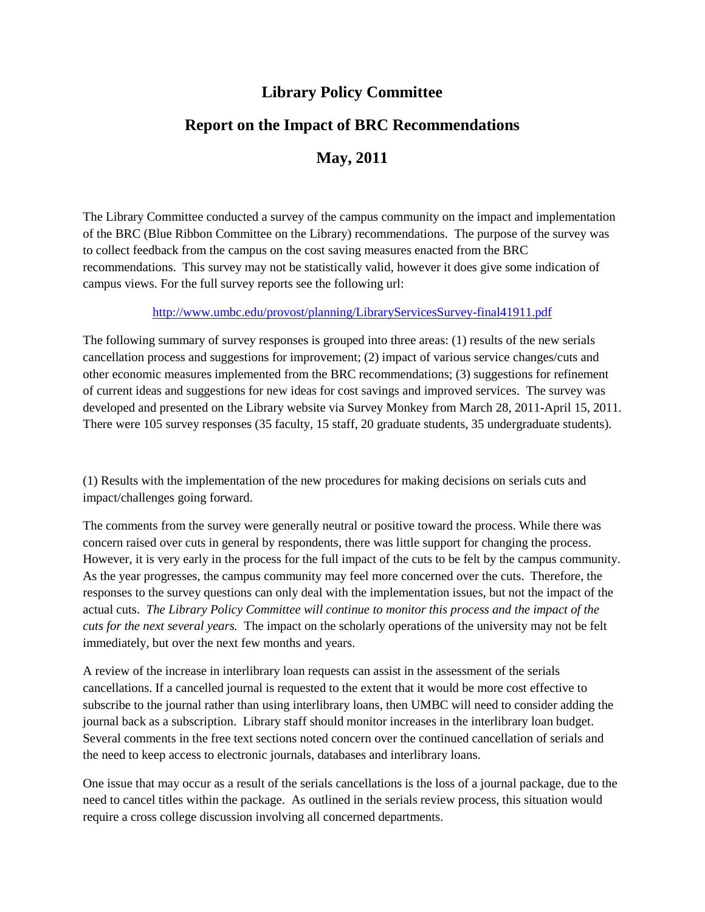# Library Policy Committee

## Report on the Impact of BRC Recommendations

## May, 2011

The Library Committee conducted a survey of the campus community on the impact and implementation of the BRC (Blue Ribbon Committee on the Library) recommendations. The purpose of the survey was to collect feedback from the campus on the cost saving measures enacted from the BRC recommendations. This survey may not be statistically valid, however it does give some indication of campus views. For the full survey reports see the following url:

http://www.umbc.edu/provost/planning/LibraryServicesSurvey-final41911.pdf

The following summary of survey responses is grouped into three areas: (1) results of the new serials cancellation process and suggestions for improvement; (2) impact of various service changes/cuts and other economic measures implemented from the BRC recommendations; (3) suggestions for refinement of current ideas and suggestions for new ideas for cost savings and improved services. The survey was developed and presented on the Library website via Survey Monkey from March 28, 2011-April 15, 2011. There were 105 survey responses (35 faculty, 15 staff, 20 graduate students, 35 undergraduate students).

(1) Results with the implementation of the new procedures for making decisions on serials cuts and impact/challenges going forward.

The comments from the survey were generally neutral or positive toward the process. While there was concern raised over cuts in general by respondents, there was little support for changing the process. However, it is very early in the process for the full impact of the cuts to be felt by the campus community. As the year progresses, the campus community may feel more concerned over the cuts. Therefore, the responses to the survey questions can only deal with the implementation issues, but not the impact of the actual cuts. *The Library Policy Committee will continue to monitor this process and the impact of the cuts for the next several years.* The impact on the scholarly operations of the university may not be felt immediately, but over the next few months and years.

A review of the increase in interlibrary loan requests can assist in the assessment of the serials cancellations. If a cancelled journal is requested to the extent that it would be more cost effective to subscribe to the journal rather than using interlibrary loans, then UMBC will need to consider adding the journal back as a subscription. Library staff should monitor increases in the interlibrary loan budget. Several comments in the free text sections noted concern over the continued cancellation of serials and the need to keep access to electronic journals, databases and interlibrary loans.

One issue that may occur as a result of the serials cancellations is the loss of a journal package, due to the need to cancel titles within the package. As outlined in the serials review process, this situation would require a cross college discussion involving all concerned departments.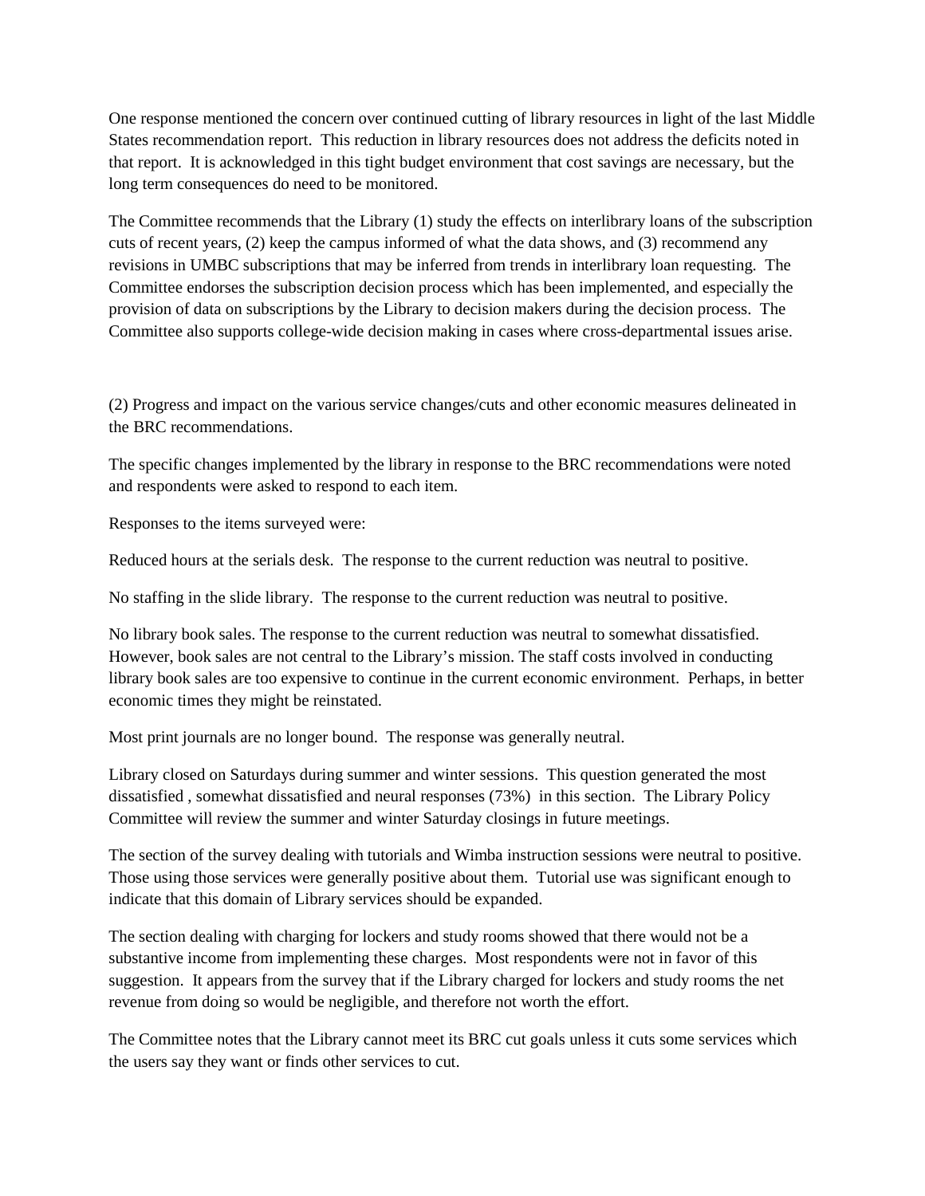One response mentioned the concern over continued cutting of library resources in light of the last Middle States recommendation report. This reduction in library resources does not address the deficits noted in that report. It is acknowledged in this tight budget environment that cost savings are necessary, but the long term consequences do need to be monitored.

The Committee recommends that the Library (1) study the effects on interlibrary loans of the subscription cuts of recent years, (2) keep the campus informed of what the data shows, and (3) recommend any revisions in UMBC subscriptions that may be inferred from trends in interlibrary loan requesting. The Committee endorses the subscription decision process which has been implemented, and especially the provision of data on subscriptions by the Library to decision makers during the decision process. The Committee also supports college-wide decision making in cases where cross-departmental issues arise.

(2) Progress and impact on the various service changes/cuts and other economic measures delineated in the BRC recommendations.

The specific changes implemented by the library in response to the BRC recommendations were noted and respondents were asked to respond to each item.

Responses to the items surveyed were:

Reduced hours at the serials desk. The response to the current reduction was neutral to positive.

No staffing in the slide library. The response to the current reduction was neutral to positive.

No library book sales. The response to the current reduction was neutral to somewhat dissatisfied. However, book sales are not central to the Library's mission. The staff costs involved in conducting library book sales are too expensive to continue in the current economic environment. Perhaps, in better economic times they might be reinstated.

Most print journals are no longer bound. The response was generally neutral.

Library closed on Saturdays during summer and winter sessions. This question generated the most dissatisfied , somewhat dissatisfied and neural responses (73%) in this section. The Library Policy Committee will review the summer and winter Saturday closings in future meetings.

The section of the survey dealing with tutorials and Wimba instruction sessions were neutral to positive. Those using those services were generally positive about them. Tutorial use was significant enough to indicate that this domain of Library services should be expanded.

The section dealing with charging for lockers and study rooms showed that there would not be a substantive income from implementing these charges. Most respondents were not in favor of this suggestion. It appears from the survey that if the Library charged for lockers and study rooms the net revenue from doing so would be negligible, and therefore not worth the effort.

The Committee notes that the Library cannot meet its BRC cut goals unless it cuts some services which the users say they want or finds other services to cut.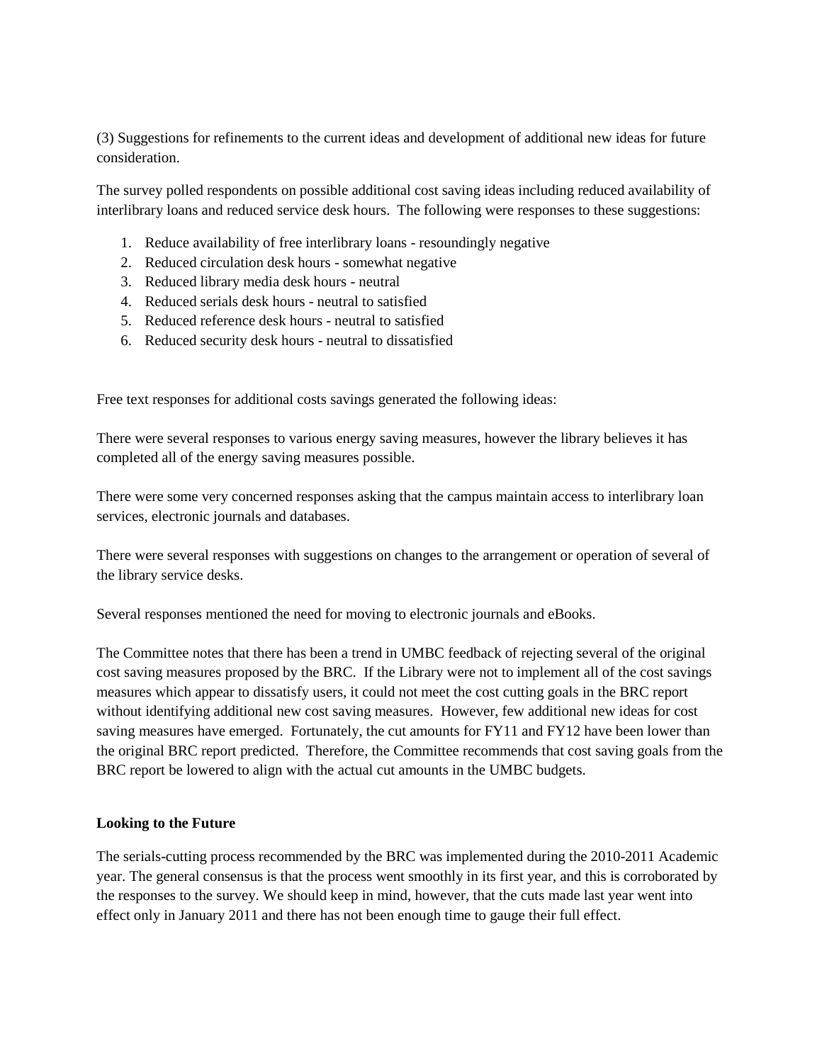(3) Suggestions for refinements to the current ideas and development of additional new ideas for future consideration.

The survey polled respondents on possible additional cost saving ideas including reduced availability of interlibrary loans and reduced service desk hours. The following were responses to these suggestions:

1. Reduce availability of free interlibrary loans - resoundingly negative
2. Reduced circulation desk hours - somewhat negative
3. Reduced library media desk hours - neutral
4. Reduced serials desk hours - neutral to satisfied
5. Reduced reference desk hours - neutral to satisfied
6. Reduced security desk hours - neutral to dissatisfied

Free text responses for additional costs savings generated the following ideas:

There were several responses to various energy saving measures, however the library believes it has completed all of the energy saving measures possible.

There were some very concerned responses asking that the campus maintain access to interlibrary loan services, electronic journals and databases.

There were several responses with suggestions on changes to the arrangement or operation of several of the library service desks.

Several responses mentioned the need for moving to electronic journals and eBooks.

The Committee notes that there has been a trend in UMBC feedback of rejecting several of the original cost saving measures proposed by the BRC. If the Library were not to implement all of the cost savings measures which appear to dissatisfy users, it could not meet the cost cutting goals in the BRC report without identifying additional new cost saving measures. However, few additional new ideas for cost saving measures have emerged. Fortunately, the cut amounts for FY11 and FY12 have been lower than the original BRC report predicted. Therefore, the Committee recommends that cost saving goals from the BRC report be lowered to align with the actual cut amounts in the UMBC budgets.

**Looking to the Future**

The serials-cutting process recommended by the BRC was implemented during the 2010-2011 Academic year. The general consensus is that the process went smoothly in its first year, and this is corroborated by the responses to the survey. We should keep in mind, however, that the cuts made last year went into effect only in January 2011 and there has not been enough time to gauge their full effect.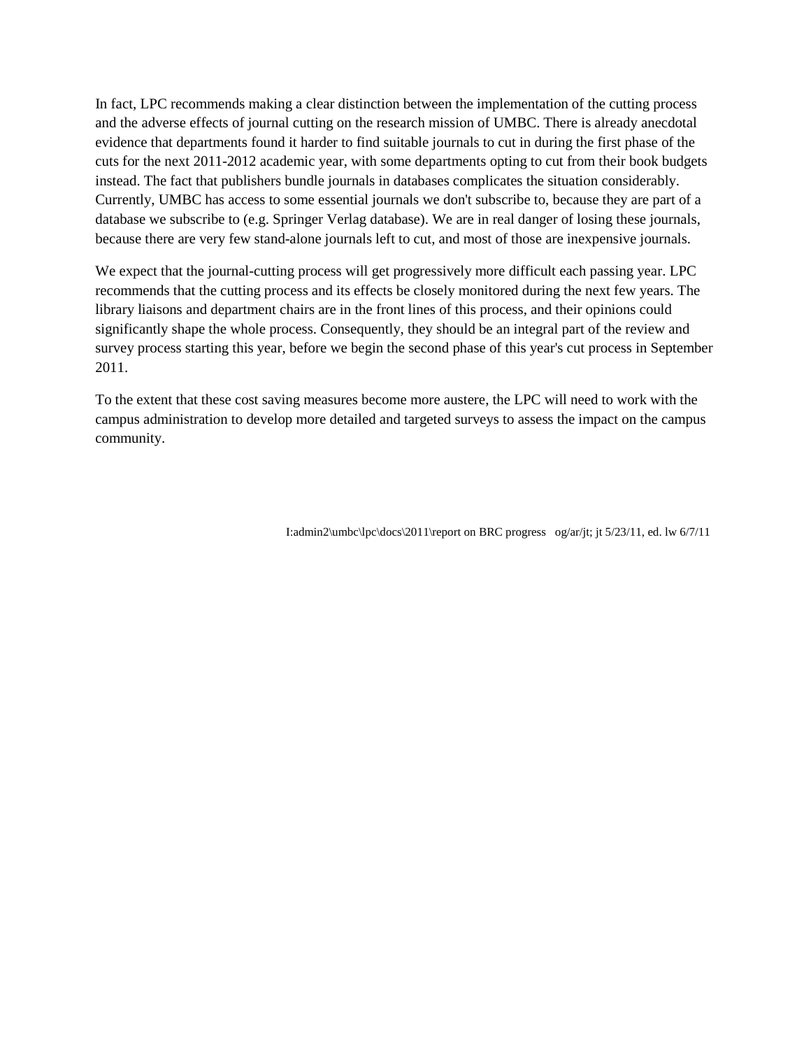In fact, LPC recommends making a clear distinction between the implementation of the cutting process and the adverse effects of journal cutting on the research mission of UMBC. There is already anecdotal evidence that departments found it harder to find suitable journals to cut in during the first phase of the cuts for the next 2011-2012 academic year, with some departments opting to cut from their book budgets instead. The fact that publishers bundle journals in databases complicates the situation considerably. Currently, UMBC has access to some essential journals we don't subscribe to, because they are part of a database we subscribe to (e.g. Springer Verlag database). We are in real danger of losing these journals, because there are very few stand-alone journals left to cut, and most of those are inexpensive journals.

We expect that the journal-cutting process will get progressively more difficult each passing year. LPC recommends that the cutting process and its effects be closely monitored during the next few years. The library liaisons and department chairs are in the front lines of this process, and their opinions could significantly shape the whole process. Consequently, they should be an integral part of the review and survey process starting this year, before we begin the second phase of this year's cut process in September 2011.

To the extent that these cost saving measures become more austere, the LPC will need to work with the campus administration to develop more detailed and targeted surveys to assess the impact on the campus community.

I:admin2\umbc\lpc\docs\2011\report on BRC progress og/ar/jt; jt 5/23/11, ed. lw 6/7/11